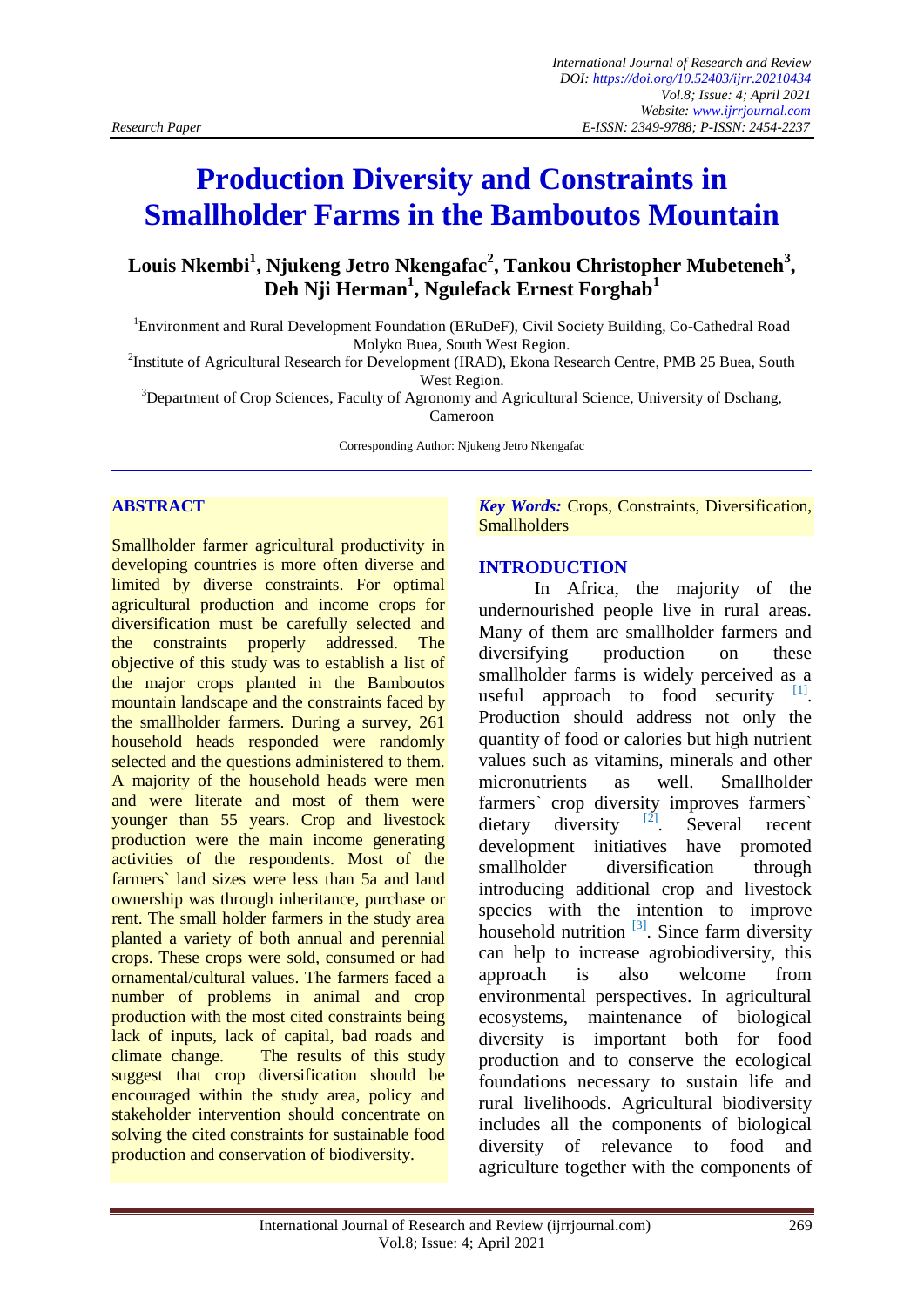Research Paper

# Production Diversity and Constraints in Smallholder Farms in the Bamboutos Mountain

**Louis Nkembi[1], Njukeng Jetro Nkengafac[2], Tankou Christopher Mubeteneh[3], Deh Nji Herman[1], Ngulefack Ernest Forghab[1]**

[1]Environment and Rural Development Foundation (ERuDeF), Civil Society Building, Co-Cathedral Road Molyko Buea, South West Region.

[2]Institute of Agricultural Research for Development (IRAD), Ekona Research Centre, PMB 25 Buea, South West Region.

[3]Department of Crop Sciences, Faculty of Agronomy and Agricultural Science, University of Dschang, Cameroon

Corresponding Author: Njukeng Jetro Nkengafac

## ABSTRACT

Smallholder farmer agricultural productivity in developing countries is more often diverse and limited by diverse constraints. For optimal agricultural production and income crops for diversification must be carefully selected and the constraints properly addressed. The objective of this study was to establish a list of the major crops planted in the Bamboutos mountain landscape and the constraints faced by the smallholder farmers. During a survey, 261 household heads responded were randomly selected and the questions administered to them. A majority of the household heads were men and were literate and most of them were younger than 55 years. Crop and livestock production were the main income generating activities of the respondents. Most of the farmers` land sizes were less than 5a and land ownership was through inheritance, purchase or rent. The small holder farmers in the study area planted a variety of both annual and perennial crops. These crops were sold, consumed or had ornamental/cultural values. The farmers faced a number of problems in animal and crop production with the most cited constraints being lack of inputs, lack of capital, bad roads and climate change. The results of this study suggest that crop diversification should be encouraged within the study area, policy and stakeholder intervention should concentrate on solving the cited constraints for sustainable food production and conservation of biodiversity.

***Key Words:*** Crops, Constraints, Diversification, Smallholders

## INTRODUCTION

In Africa, the majority of the undernourished people live in rural areas. Many of them are smallholder farmers and diversifying production on these smallholder farms is widely perceived as a useful approach to food security [1]. Production should address not only the quantity of food or calories but high nutrient values such as vitamins, minerals and other micronutrients as well. Smallholder farmers` crop diversity improves farmers` dietary diversity [2]. Several recent development initiatives have promoted smallholder diversification through introducing additional crop and livestock species with the intention to improve household nutrition [3]. Since farm diversity can help to increase agrobiodiversity, this approach is also welcome from environmental perspectives. In agricultural ecosystems, maintenance of biological diversity is important both for food production and to conserve the ecological foundations necessary to sustain life and rural livelihoods. Agricultural biodiversity includes all the components of biological diversity of relevance to food and agriculture together with the components of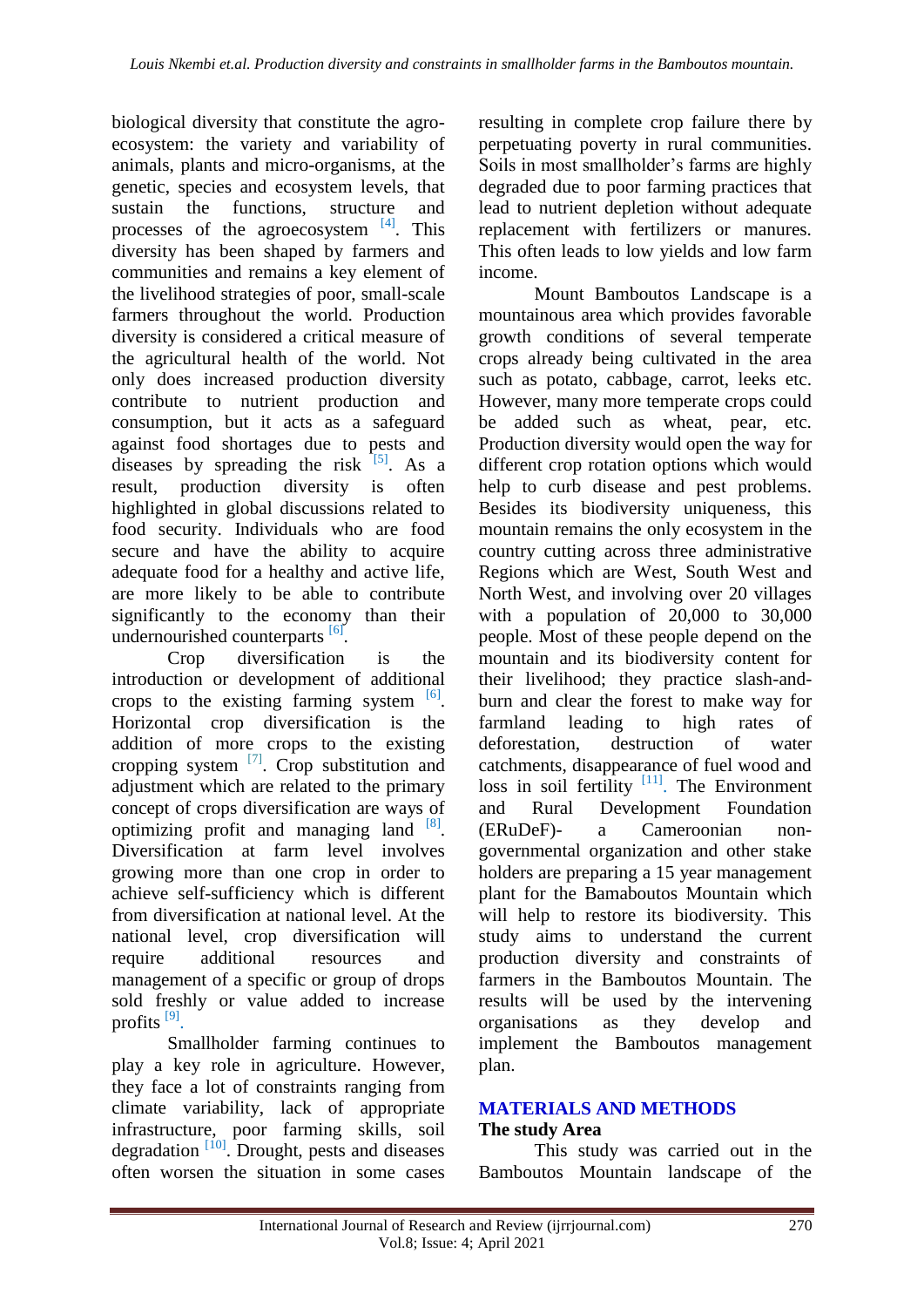biological diversity that constitute the agro-ecosystem: the variety and variability of animals, plants and micro-organisms, at the genetic, species and ecosystem levels, that sustain the functions, structure and processes of the agroecosystem [4]. This diversity has been shaped by farmers and communities and remains a key element of the livelihood strategies of poor, small-scale farmers throughout the world. Production diversity is considered a critical measure of the agricultural health of the world. Not only does increased production diversity contribute to nutrient production and consumption, but it acts as a safeguard against food shortages due to pests and diseases by spreading the risk [5]. As a result, production diversity is often highlighted in global discussions related to food security. Individuals who are food secure and have the ability to acquire adequate food for a healthy and active life, are more likely to be able to contribute significantly to the economy than their undernourished counterparts [6].

Crop diversification is the introduction or development of additional crops to the existing farming system [6]. Horizontal crop diversification is the addition of more crops to the existing cropping system [7]. Crop substitution and adjustment which are related to the primary concept of crops diversification are ways of optimizing profit and managing land [8]. Diversification at farm level involves growing more than one crop in order to achieve self-sufficiency which is different from diversification at national level. At the national level, crop diversification will require additional resources and management of a specific or group of drops sold freshly or value added to increase profits [9].

Smallholder farming continues to play a key role in agriculture. However, they face a lot of constraints ranging from climate variability, lack of appropriate infrastructure, poor farming skills, soil degradation [10]. Drought, pests and diseases often worsen the situation in some cases resulting in complete crop failure there by perpetuating poverty in rural communities. Soils in most smallholder's farms are highly degraded due to poor farming practices that lead to nutrient depletion without adequate replacement with fertilizers or manures. This often leads to low yields and low farm income.

Mount Bamboutos Landscape is a mountainous area which provides favorable growth conditions of several temperate crops already being cultivated in the area such as potato, cabbage, carrot, leeks etc. However, many more temperate crops could be added such as wheat, pear, etc. Production diversity would open the way for different crop rotation options which would help to curb disease and pest problems. Besides its biodiversity uniqueness, this mountain remains the only ecosystem in the country cutting across three administrative Regions which are West, South West and North West, and involving over 20 villages with a population of 20,000 to 30,000 people. Most of these people depend on the mountain and its biodiversity content for their livelihood; they practice slash-and-burn and clear the forest to make way for farmland leading to high rates of deforestation, destruction of water catchments, disappearance of fuel wood and loss in soil fertility [11]. The Environment and Rural Development Foundation (ERuDeF)- a Cameroonian non-governmental organization and other stake holders are preparing a 15 year management plant for the Bamaboutos Mountain which will help to restore its biodiversity. This study aims to understand the current production diversity and constraints of farmers in the Bamboutos Mountain. The results will be used by the intervening organisations as they develop and implement the Bamboutos management plan.

## MATERIALS AND METHODS

### The study Area

This study was carried out in the Bamboutos Mountain landscape of the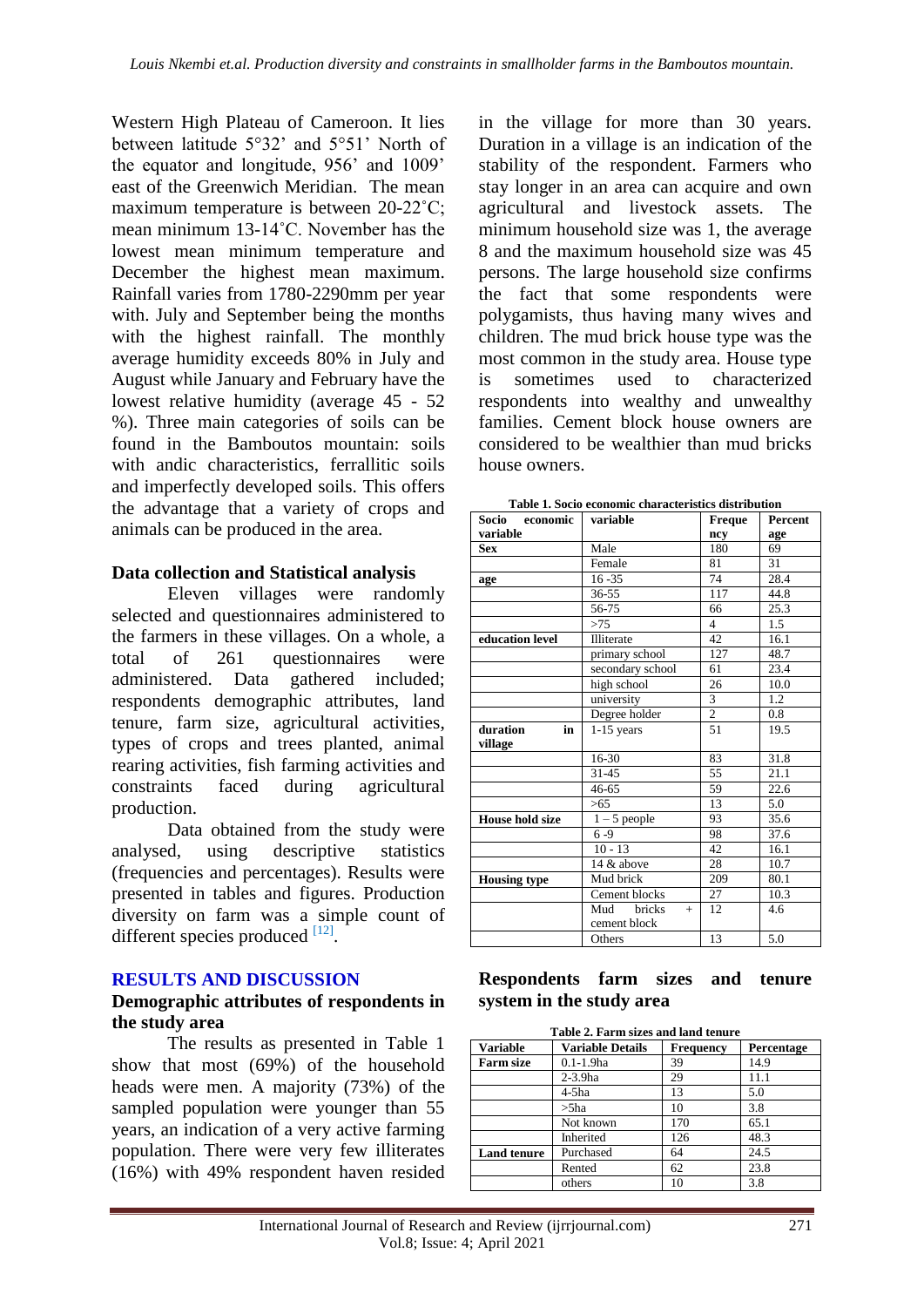Western High Plateau of Cameroon. It lies between latitude 5°32' and 5°51' North of the equator and longitude, 956' and 1009' east of the Greenwich Meridian. The mean maximum temperature is between 20-22˚C; mean minimum 13-14˚C. November has the lowest mean minimum temperature and December the highest mean maximum. Rainfall varies from 1780-2290mm per year with. July and September being the months with the highest rainfall. The monthly average humidity exceeds 80% in July and August while January and February have the lowest relative humidity (average 45 - 52 %). Three main categories of soils can be found in the Bamboutos mountain: soils with andic characteristics, ferrallitic soils and imperfectly developed soils. This offers the advantage that a variety of crops and animals can be produced in the area.

### Data collection and Statistical analysis

Eleven villages were randomly selected and questionnaires administered to the farmers in these villages. On a whole, a total of 261 questionnaires were administered. Data gathered included; respondents demographic attributes, land tenure, farm size, agricultural activities, types of crops and trees planted, animal rearing activities, fish farming activities and constraints faced during agricultural production.

Data obtained from the study were analysed, using descriptive statistics (frequencies and percentages). Results were presented in tables and figures. Production diversity on farm was a simple count of different species produced [12].

## RESULTS AND DISCUSSION

### Demographic attributes of respondents in the study area

The results as presented in Table 1 show that most (69%) of the household heads were men. A majority (73%) of the sampled population were younger than 55 years, an indication of a very active farming population. There were very few illiterates (16%) with 49% respondent haven resided in the village for more than 30 years. Duration in a village is an indication of the stability of the respondent. Farmers who stay longer in an area can acquire and own agricultural and livestock assets. The minimum household size was 1, the average 8 and the maximum household size was 45 persons. The large household size confirms the fact that some respondents were polygamists, thus having many wives and children. The mud brick house type was the most common in the study area. House type is sometimes used to characterized respondents into wealthy and unwealthy families. Cement block house owners are considered to be wealthier than mud bricks house owners.

**Table 1. Socio economic characteristics distribution**

| Socio economic variable | variable | Frequency | Percentage |
|---|---|---|---|
| **Sex** | Male | 180 | 69 |
| | Female | 81 | 31 |
| **age** | 16 -35 | 74 | 28.4 |
| | 36-55 | 117 | 44.8 |
| | 56-75 | 66 | 25.3 |
| | >75 | 4 | 1.5 |
| **education level** | Illiterate | 42 | 16.1 |
| | primary school | 127 | 48.7 |
| | secondary school | 61 | 23.4 |
| | high school | 26 | 10.0 |
| | university | 3 | 1.2 |
| | Degree holder | 2 | 0.8 |
| **duration in village** | 1-15 years | 51 | 19.5 |
| | 16-30 | 83 | 31.8 |
| | 31-45 | 55 | 21.1 |
| | 46-65 | 59 | 22.6 |
| | >65 | 13 | 5.0 |
| **House hold size** | 1 – 5 people | 93 | 35.6 |
| | 6 -9 | 98 | 37.6 |
| | 10 - 13 | 42 | 16.1 |
| | 14 & above | 28 | 10.7 |
| **Housing type** | Mud brick | 209 | 80.1 |
| | Cement blocks | 27 | 10.3 |
| | Mud bricks + cement block | 12 | 4.6 |
| | Others | 13 | 5.0 |

### Respondents farm sizes and tenure system in the study area

**Table 2. Farm sizes and land tenure**

| Variable | Variable Details | Frequency | Percentage |
|---|---|---|---|
| **Farm size** | 0.1-1.9ha | 39 | 14.9 |
| | 2-3.9ha | 29 | 11.1 |
| | 4-5ha | 13 | 5.0 |
| | >5ha | 10 | 3.8 |
| | Not known | 170 | 65.1 |
| | Inherited | 126 | 48.3 |
| **Land tenure** | Purchased | 64 | 24.5 |
| | Rented | 62 | 23.8 |
| | others | 10 | 3.8 |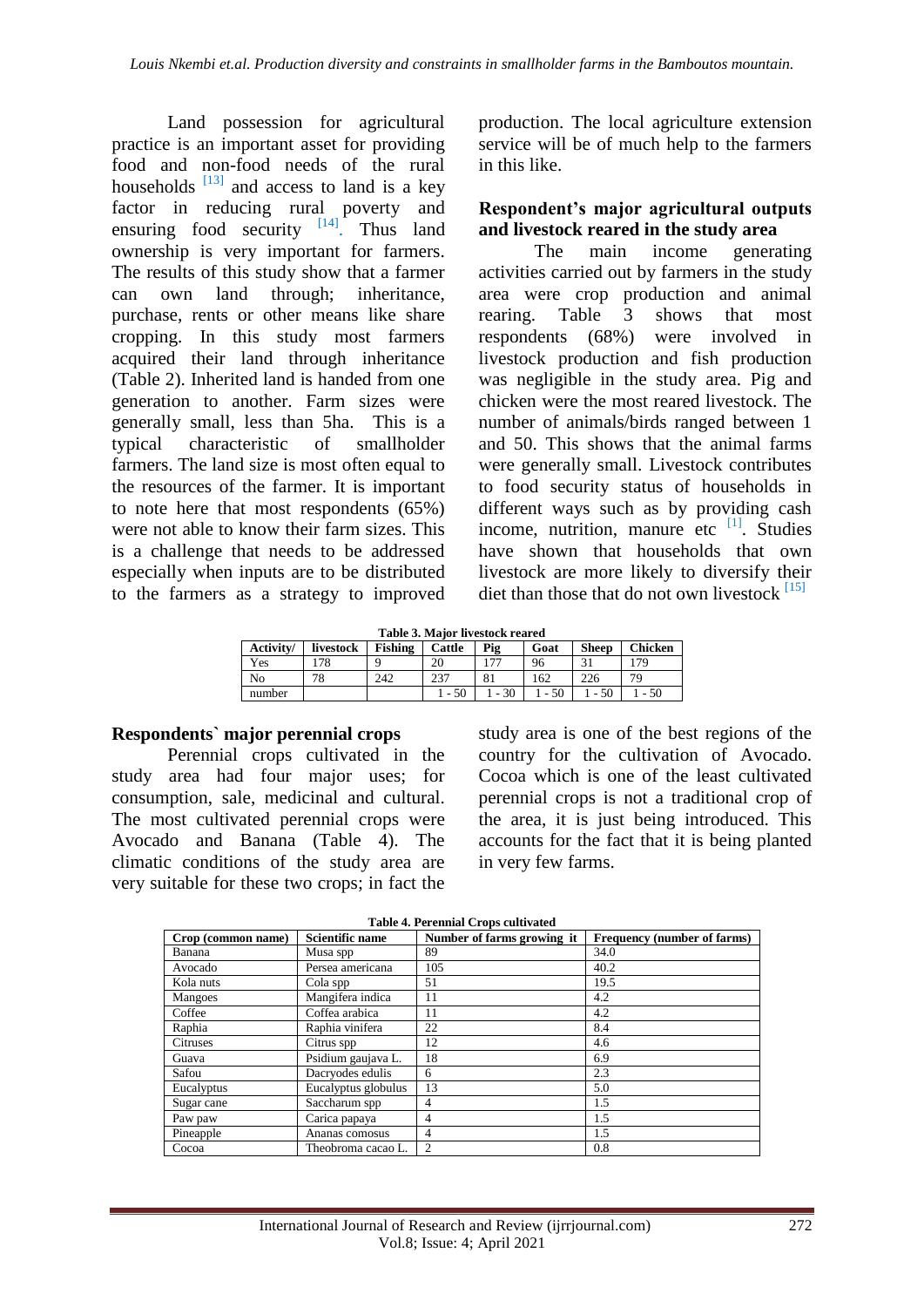Land possession for agricultural practice is an important asset for providing food and non-food needs of the rural households [13] and access to land is a key factor in reducing rural poverty and ensuring food security [14]. Thus land ownership is very important for farmers. The results of this study show that a farmer can own land through; inheritance, purchase, rents or other means like share cropping. In this study most farmers acquired their land through inheritance (Table 2). Inherited land is handed from one generation to another. Farm sizes were generally small, less than 5ha. This is a typical characteristic of smallholder farmers. The land size is most often equal to the resources of the farmer. It is important to note here that most respondents (65%) were not able to know their farm sizes. This is a challenge that needs to be addressed especially when inputs are to be distributed to the farmers as a strategy to improved production. The local agriculture extension service will be of much help to the farmers in this like.

### Respondent's major agricultural outputs and livestock reared in the study area

The main income generating activities carried out by farmers in the study area were crop production and animal rearing. Table 3 shows that most respondents (68%) were involved in livestock production and fish production was negligible in the study area. Pig and chicken were the most reared livestock. The number of animals/birds ranged between 1 and 50. This shows that the animal farms were generally small. Livestock contributes to food security status of households in different ways such as by providing cash income, nutrition, manure etc [1]. Studies have shown that households that own livestock are more likely to diversify their diet than those that do not own livestock [15]

**Table 3. Major livestock reared**

| Activity/ | livestock | Fishing | Cattle | Pig | Goat | Sheep | Chicken |
|---|---|---|---|---|---|---|---|
| Yes | 178 | 9 | 20 | 177 | 96 | 31 | 179 |
| No | 78 | 242 | 237 | 81 | 162 | 226 | 79 |
| number | | | 1 - 50 | 1 - 30 | 1 - 50 | 1 - 50 | 1 - 50 |

### Respondents` major perennial crops

Perennial crops cultivated in the study area had four major uses; for consumption, sale, medicinal and cultural. The most cultivated perennial crops were Avocado and Banana (Table 4). The climatic conditions of the study area are very suitable for these two crops; in fact the study area is one of the best regions of the country for the cultivation of Avocado. Cocoa which is one of the least cultivated perennial crops is not a traditional crop of the area, it is just being introduced. This accounts for the fact that it is being planted in very few farms.

**Table 4. Perennial Crops cultivated**

| Crop (common name) | Scientific name | Number of farms growing it | Frequency (number of farms) |
|---|---|---|---|
| Banana | Musa spp | 89 | 34.0 |
| Avocado | Persea americana | 105 | 40.2 |
| Kola nuts | Cola spp | 51 | 19.5 |
| Mangoes | Mangifera indica | 11 | 4.2 |
| Coffee | Coffea arabica | 11 | 4.2 |
| Raphia | Raphia vinifera | 22 | 8.4 |
| Citruses | Citrus spp | 12 | 4.6 |
| Guava | Psidium gaujava L. | 18 | 6.9 |
| Safou | Dacryodes edulis | 6 | 2.3 |
| Eucalyptus | Eucalyptus globulus | 13 | 5.0 |
| Sugar cane | Saccharum spp | 4 | 1.5 |
| Paw paw | Carica papaya | 4 | 1.5 |
| Pineapple | Ananas comosus | 4 | 1.5 |
| Cocoa | Theobroma cacao L. | 2 | 0.8 |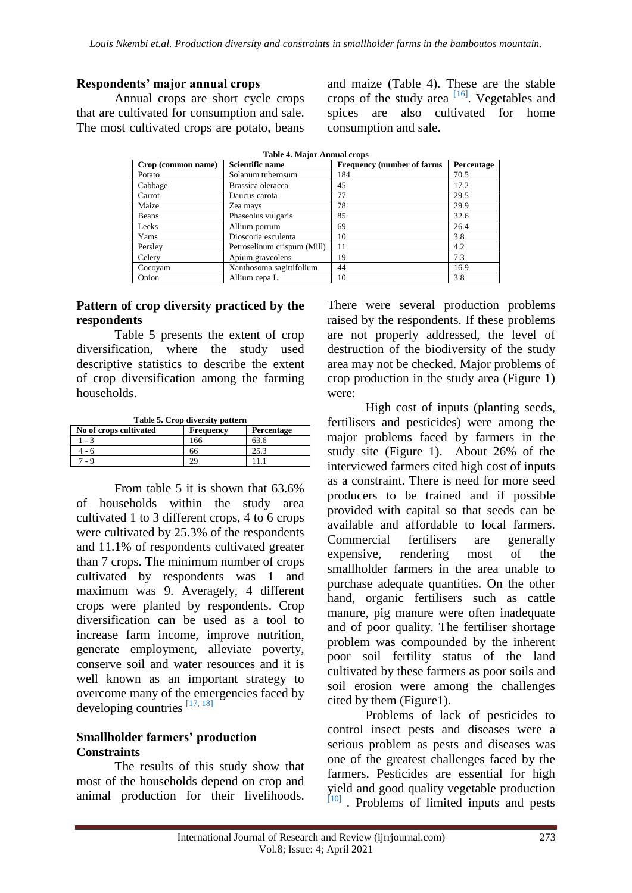## Respondents' major annual crops

Annual crops are short cycle crops that are cultivated for consumption and sale. The most cultivated crops are potato, beans and maize (Table 4). These are the stable crops of the study area [16]. Vegetables and spices are also cultivated for home consumption and sale.

**Table 4. Major Annual crops**

| Crop (common name) | Scientific name | Frequency (number of farms | Percentage |
|---|---|---|---|
| Potato | Solanum tuberosum | 184 | 70.5 |
| Cabbage | Brassica oleracea | 45 | 17.2 |
| Carrot | Daucus carota | 77 | 29.5 |
| Maize | Zea mays | 78 | 29.9 |
| Beans | Phaseolus vulgaris | 85 | 32.6 |
| Leeks | Allium porrum | 69 | 26.4 |
| Yams | Dioscoria esculenta | 10 | 3.8 |
| Persley | Petroselinum crispum (Mill) | 11 | 4.2 |
| Celery | Apium graveolens | 19 | 7.3 |
| Cocoyam | Xanthosoma sagittifolium | 44 | 16.9 |
| Onion | Allium cepa L. | 10 | 3.8 |

## Pattern of crop diversity practiced by the respondents

Table 5 presents the extent of crop diversification, where the study used descriptive statistics to describe the extent of crop diversification among the farming households.

**Table 5. Crop diversity pattern**

| No of crops cultivated | Frequency | Percentage |
|---|---|---|
| 1 - 3 | 166 | 63.6 |
| 4 - 6 | 66 | 25.3 |
| 7 - 9 | 29 | 11.1 |

From table 5 it is shown that 63.6% of households within the study area cultivated 1 to 3 different crops, 4 to 6 crops were cultivated by 25.3% of the respondents and 11.1% of respondents cultivated greater than 7 crops. The minimum number of crops cultivated by respondents was 1 and maximum was 9. Averagely, 4 different crops were planted by respondents. Crop diversification can be used as a tool to increase farm income, improve nutrition, generate employment, alleviate poverty, conserve soil and water resources and it is well known as an important strategy to overcome many of the emergencies faced by developing countries [17, 18]

## Smallholder farmers' production Constraints

The results of this study show that most of the households depend on crop and animal production for their livelihoods. There were several production problems raised by the respondents. If these problems are not properly addressed, the level of destruction of the biodiversity of the study area may not be checked. Major problems of crop production in the study area (Figure 1) were:

High cost of inputs (planting seeds, fertilisers and pesticides) were among the major problems faced by farmers in the study site (Figure 1). About 26% of the interviewed farmers cited high cost of inputs as a constraint. There is need for more seed producers to be trained and if possible provided with capital so that seeds can be available and affordable to local farmers. Commercial fertilisers are generally expensive, rendering most of the smallholder farmers in the area unable to purchase adequate quantities. On the other hand, organic fertilisers such as cattle manure, pig manure were often inadequate and of poor quality. The fertiliser shortage problem was compounded by the inherent poor soil fertility status of the land cultivated by these farmers as poor soils and soil erosion were among the challenges cited by them (Figure1).

Problems of lack of pesticides to control insect pests and diseases were a serious problem as pests and diseases was one of the greatest challenges faced by the farmers. Pesticides are essential for high yield and good quality vegetable production [10] . Problems of limited inputs and pests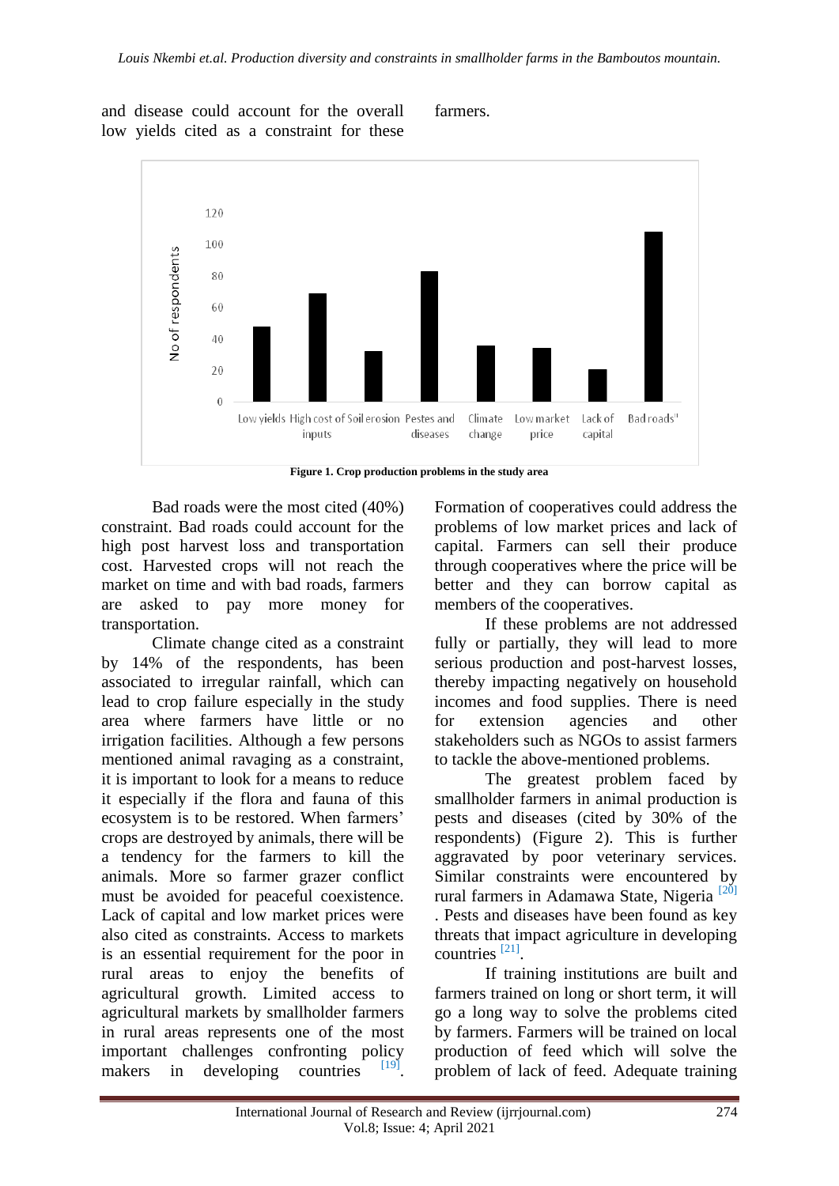and disease could account for the overall low yields cited as a constraint for these farmers.

Figure 1. Crop production problems in the study area

Bad roads were the most cited (40%) constraint. Bad roads could account for the high post harvest loss and transportation cost. Harvested crops will not reach the market on time and with bad roads, farmers are asked to pay more money for transportation.

Climate change cited as a constraint by 14% of the respondents, has been associated to irregular rainfall, which can lead to crop failure especially in the study area where farmers have little or no irrigation facilities. Although a few persons mentioned animal ravaging as a constraint, it is important to look for a means to reduce it especially if the flora and fauna of this ecosystem is to be restored. When farmers' crops are destroyed by animals, there will be a tendency for the farmers to kill the animals. More so farmer grazer conflict must be avoided for peaceful coexistence. Lack of capital and low market prices were also cited as constraints. Access to markets is an essential requirement for the poor in rural areas to enjoy the benefits of agricultural growth. Limited access to agricultural markets by smallholder farmers in rural areas represents one of the most important challenges confronting policy makers in developing countries [19]. Formation of cooperatives could address the problems of low market prices and lack of capital. Farmers can sell their produce through cooperatives where the price will be better and they can borrow capital as members of the cooperatives.

If these problems are not addressed fully or partially, they will lead to more serious production and post-harvest losses, thereby impacting negatively on household incomes and food supplies. There is need for extension agencies and other stakeholders such as NGOs to assist farmers to tackle the above-mentioned problems.

The greatest problem faced by smallholder farmers in animal production is pests and diseases (cited by 30% of the respondents) (Figure 2). This is further aggravated by poor veterinary services. Similar constraints were encountered by rural farmers in Adamawa State, Nigeria [20]. Pests and diseases have been found as key threats that impact agriculture in developing countries [21].

If training institutions are built and farmers trained on long or short term, it will go a long way to solve the problems cited by farmers. Farmers will be trained on local production of feed which will solve the problem of lack of feed. Adequate training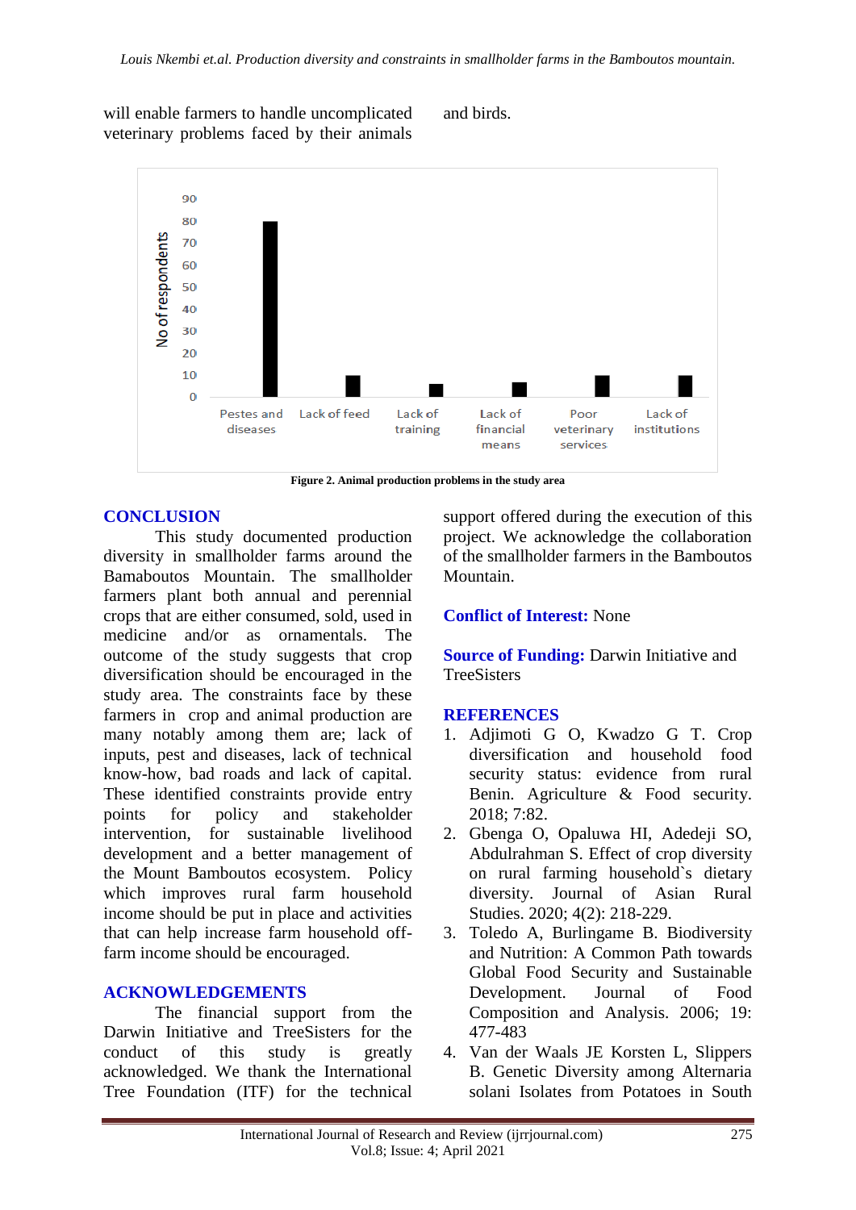will enable farmers to handle uncomplicated veterinary problems faced by their animals and birds.

Figure 2. Animal production problems in the study area

## CONCLUSION

This study documented production diversity in smallholder farms around the Bamaboutos Mountain. The smallholder farmers plant both annual and perennial crops that are either consumed, sold, used in medicine and/or as ornamentals. The outcome of the study suggests that crop diversification should be encouraged in the study area. The constraints face by these farmers in crop and animal production are many notably among them are; lack of inputs, pest and diseases, lack of technical know-how, bad roads and lack of capital. These identified constraints provide entry points for policy and stakeholder intervention, for sustainable livelihood development and a better management of the Mount Bamboutos ecosystem. Policy which improves rural farm household income should be put in place and activities that can help increase farm household off-farm income should be encouraged.

## ACKNOWLEDGEMENTS

The financial support from the Darwin Initiative and TreeSisters for the conduct of this study is greatly acknowledged. We thank the International Tree Foundation (ITF) for the technical support offered during the execution of this project. We acknowledge the collaboration of the smallholder farmers in the Bamboutos Mountain.

**Conflict of Interest:** None

**Source of Funding:** Darwin Initiative and TreeSisters

## REFERENCES

1. Adjimoti G O, Kwadzo G T. Crop diversification and household food security status: evidence from rural Benin. Agriculture & Food security. 2018; 7:82.
2. Gbenga O, Opaluwa HI, Adedeji SO, Abdulrahman S. Effect of crop diversity on rural farming household`s dietary diversity. Journal of Asian Rural Studies. 2020; 4(2): 218-229.
3. Toledo A, Burlingame B. Biodiversity and Nutrition: A Common Path towards Global Food Security and Sustainable Development. Journal of Food Composition and Analysis. 2006; 19: 477-483
4. Van der Waals JE Korsten L, Slippers B. Genetic Diversity among Alternaria solani Isolates from Potatoes in South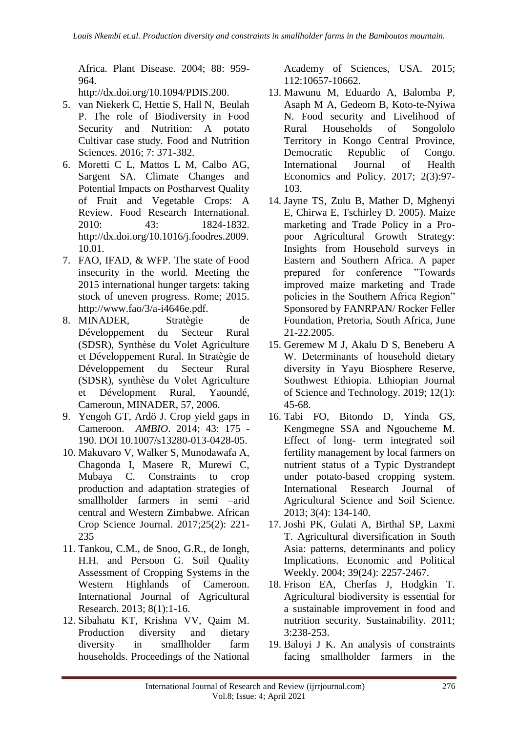Africa. Plant Disease. 2004; 88: 959-964. http://dx.doi.org/10.1094/PDIS.200.

5. van Niekerk C, Hettie S, Hall N, Beulah P. The role of Biodiversity in Food Security and Nutrition: A potato Cultivar case study. Food and Nutrition Sciences. 2016; 7: 371-382.
6. Moretti C L, Mattos L M, Calbo AG, Sargent SA. Climate Changes and Potential Impacts on Postharvest Quality of Fruit and Vegetable Crops: A Review. Food Research International. 2010: 43: 1824-1832. http://dx.doi.org/10.1016/j.foodres.2009.10.01.
7. FAO, IFAD, & WFP. The state of Food insecurity in the world. Meeting the 2015 international hunger targets: taking stock of uneven progress. Rome; 2015. http://www.fao/3/a-i4646e.pdf.
8. MINADER, Stratègie de Développement du Secteur Rural (SDSR), Synthèse du Volet Agriculture et Développement Rural. In Stratègie de Développement du Secteur Rural (SDSR), synthèse du Volet Agriculture et Dévelopment Rural, Yaoundé, Cameroun, MINADER, 57, 2006.
9. Yengoh GT, Ardö J. Crop yield gaps in Cameroon. *AMBIO*. 2014; 43: 175 - 190. DOI 10.1007/s13280-013-0428-05.
10. Makuvaro V, Walker S, Munodawafa A, Chagonda I, Masere R, Murewi C, Mubaya C. Constraints to crop production and adaptation strategies of smallholder farmers in semi –arid central and Western Zimbabwe. African Crop Science Journal. 2017;25(2): 221-235
11. Tankou, C.M., de Snoo, G.R., de Iongh, H.H. and Persoon G. Soil Quality Assessment of Cropping Systems in the Western Highlands of Cameroon. International Journal of Agricultural Research. 2013; 8(1):1-16.
12. Sibahatu KT, Krishna VV, Qaim M. Production diversity and dietary diversity in smallholder farm households. Proceedings of the National Academy of Sciences, USA. 2015; 112:10657-10662.
13. Mawunu M, Eduardo A, Balomba P, Asaph M A, Gedeom B, Koto-te-Nyiwa N. Food security and Livelihood of Rural Households of Songololo Territory in Kongo Central Province, Democratic Republic of Congo. International Journal of Health Economics and Policy. 2017; 2(3):97-103.
14. Jayne TS, Zulu B, Mather D, Mghenyi E, Chirwa E, Tschirley D. 2005). Maize marketing and Trade Policy in a Pro-poor Agricultural Growth Strategy: Insights from Household surveys in Eastern and Southern Africa. A paper prepared for conference "Towards improved maize marketing and Trade policies in the Southern Africa Region" Sponsored by FANRPAN/ Rocker Feller Foundation, Pretoria, South Africa, June 21-22.2005.
15. Geremew M J, Akalu D S, Beneberu A W. Determinants of household dietary diversity in Yayu Biosphere Reserve, Southwest Ethiopia. Ethiopian Journal of Science and Technology. 2019; 12(1): 45-68.
16. Tabi FO, Bitondo D, Yinda GS, Kengmegne SSA and Ngoucheme M. Effect of long- term integrated soil fertility management by local farmers on nutrient status of a Typic Dystrandept under potato-based cropping system. International Research Journal of Agricultural Science and Soil Science. 2013; 3(4): 134-140.
17. Joshi PK, Gulati A, Birthal SP, Laxmi T. Agricultural diversification in South Asia: patterns, determinants and policy Implications. Economic and Political Weekly. 2004; 39(24): 2257-2467.
18. Frison EA, Cherfas J, Hodgkin T. Agricultural biodiversity is essential for a sustainable improvement in food and nutrition security. Sustainability. 2011; 3:238-253.
19. Baloyi J K. An analysis of constraints facing smallholder farmers in the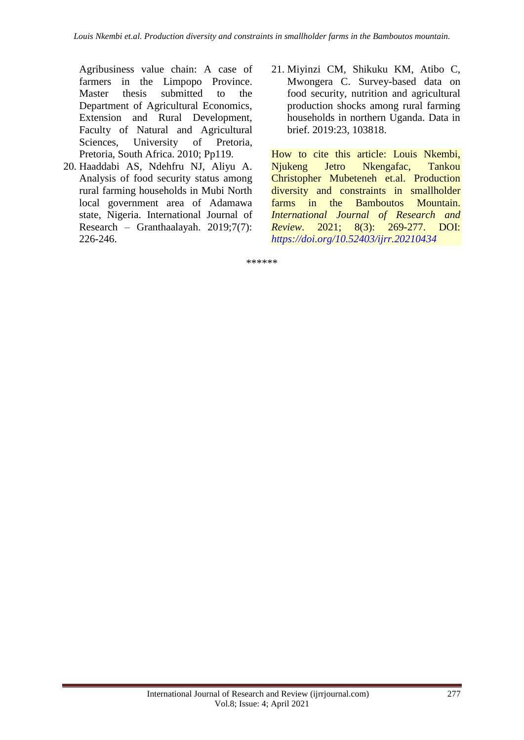Agribusiness value chain: A case of farmers in the Limpopo Province. Master thesis submitted to the Department of Agricultural Economics, Extension and Rural Development, Faculty of Natural and Agricultural Sciences, University of Pretoria, Pretoria, South Africa. 2010; Pp119.

20. Haaddabi AS, Ndehfru NJ, Aliyu A. Analysis of food security status among rural farming households in Mubi North local government area of Adamawa state, Nigeria. International Journal of Research – Granthaalayah. 2019;7(7): 226-246.
21. Miyinzi CM, Shikuku KM, Atibo C, Mwongera C. Survey-based data on food security, nutrition and agricultural production shocks among rural farming households in northern Uganda. Data in brief. 2019:23, 103818.

How to cite this article: Louis Nkembi, Njukeng Jetro Nkengafac, Tankou Christopher Mubeteneh et.al. Production diversity and constraints in smallholder farms in the Bamboutos Mountain. *International Journal of Research and Review*. 2021; 8(3): 269-277. DOI: *https://doi.org/10.52403/ijrr.20210434*

******